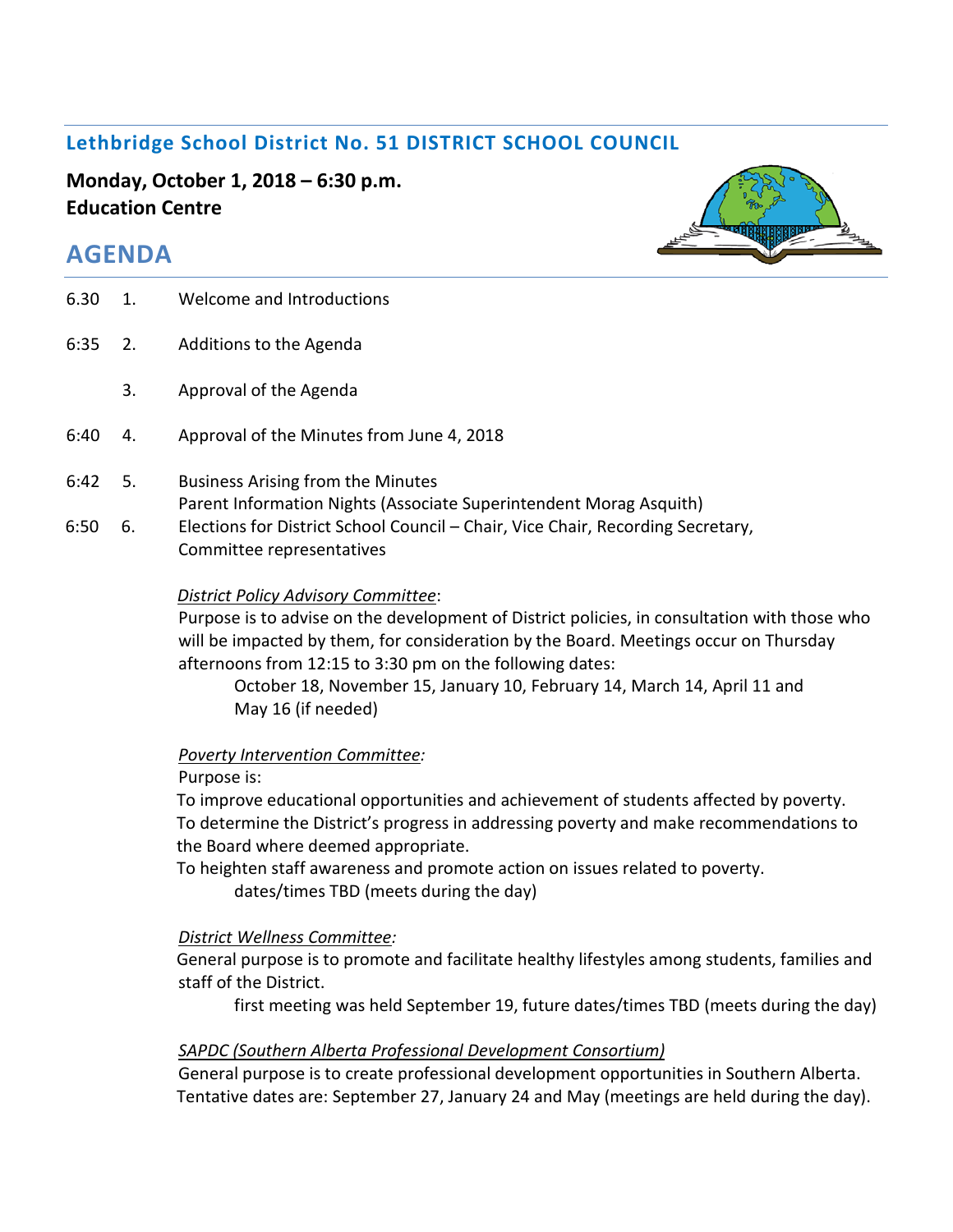## Lethbridge School District No. 51 DISTRICT SCHOOL COUNCIL

**Monday, October 1, 2018 – 6:30 p.m.**
**Education Centre**

# AGENDA

6.30 1. Welcome and Introductions

6:35 2. Additions to the Agenda

3. Approval of the Agenda

6:40 4. Approval of the Minutes from June 4, 2018

6:42 5. Business Arising from the Minutes
Parent Information Nights (Associate Superintendent Morag Asquith)

6:50 6. Elections for District School Council – Chair, Vice Chair, Recording Secretary, Committee representatives

*District Policy Advisory Committee*:
Purpose is to advise on the development of District policies, in consultation with those who will be impacted by them, for consideration by the Board. Meetings occur on Thursday afternoons from 12:15 to 3:30 pm on the following dates:
October 18, November 15, January 10, February 14, March 14, April 11 and May 16 (if needed)

*Poverty Intervention Committee:*
Purpose is:
To improve educational opportunities and achievement of students affected by poverty.
To determine the District's progress in addressing poverty and make recommendations to the Board where deemed appropriate.
To heighten staff awareness and promote action on issues related to poverty.
dates/times TBD (meets during the day)

*District Wellness Committee:*
General purpose is to promote and facilitate healthy lifestyles among students, families and staff of the District.
first meeting was held September 19, future dates/times TBD (meets during the day)

*SAPDC (Southern Alberta Professional Development Consortium)*
General purpose is to create professional development opportunities in Southern Alberta. Tentative dates are: September 27, January 24 and May (meetings are held during the day).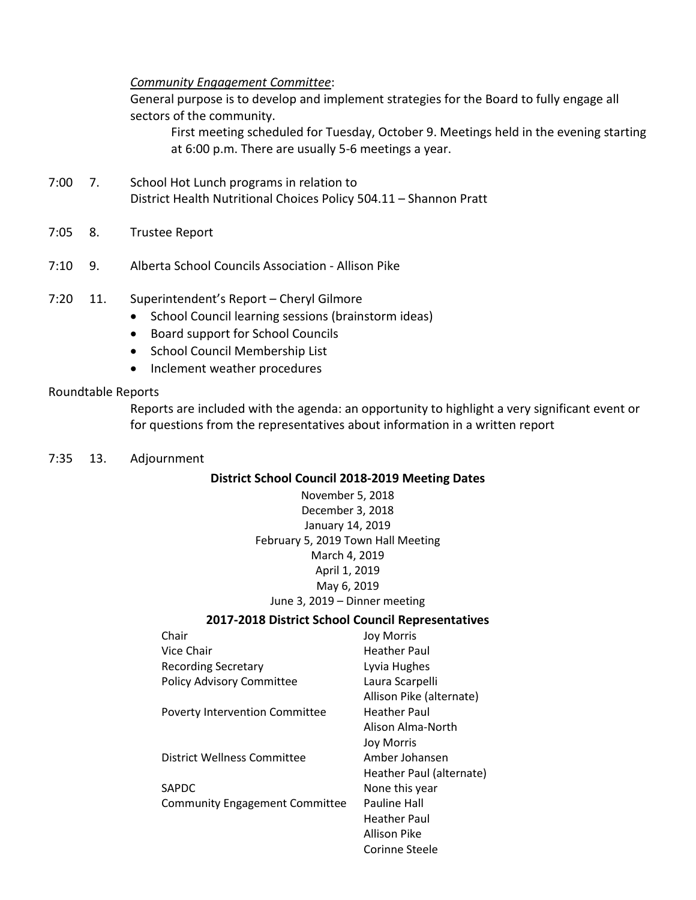*Community Engagement Committee*:

General purpose is to develop and implement strategies for the Board to fully engage all sectors of the community.

First meeting scheduled for Tuesday, October 9. Meetings held in the evening starting at 6:00 p.m. There are usually 5-6 meetings a year.

7:00 7. School Hot Lunch programs in relation to District Health Nutritional Choices Policy 504.11 – Shannon Pratt

7:05 8. Trustee Report

7:10 9. Alberta School Councils Association - Allison Pike

7:20 11. Superintendent's Report – Cheryl Gilmore

- School Council learning sessions (brainstorm ideas)
- Board support for School Councils
- School Council Membership List
- Inclement weather procedures

Roundtable Reports

Reports are included with the agenda: an opportunity to highlight a very significant event or for questions from the representatives about information in a written report

7:35 13. Adjournment

**District School Council 2018-2019 Meeting Dates**

November 5, 2018
December 3, 2018
January 14, 2019
February 5, 2019 Town Hall Meeting
March 4, 2019
April 1, 2019
May 6, 2019
June 3, 2019 – Dinner meeting

**2017-2018 District School Council Representatives**

| | |
|---|---|
| Chair | Joy Morris |
| Vice Chair | Heather Paul |
| Recording Secretary | Lyvia Hughes |
| Policy Advisory Committee | Laura Scarpelli |
| | Allison Pike (alternate) |
| Poverty Intervention Committee | Heather Paul |
| | Alison Alma-North |
| | Joy Morris |
| District Wellness Committee | Amber Johansen |
| | Heather Paul (alternate) |
| SAPDC | None this year |
| Community Engagement Committee | Pauline Hall |
| | Heather Paul |
| | Allison Pike |
| | Corinne Steele |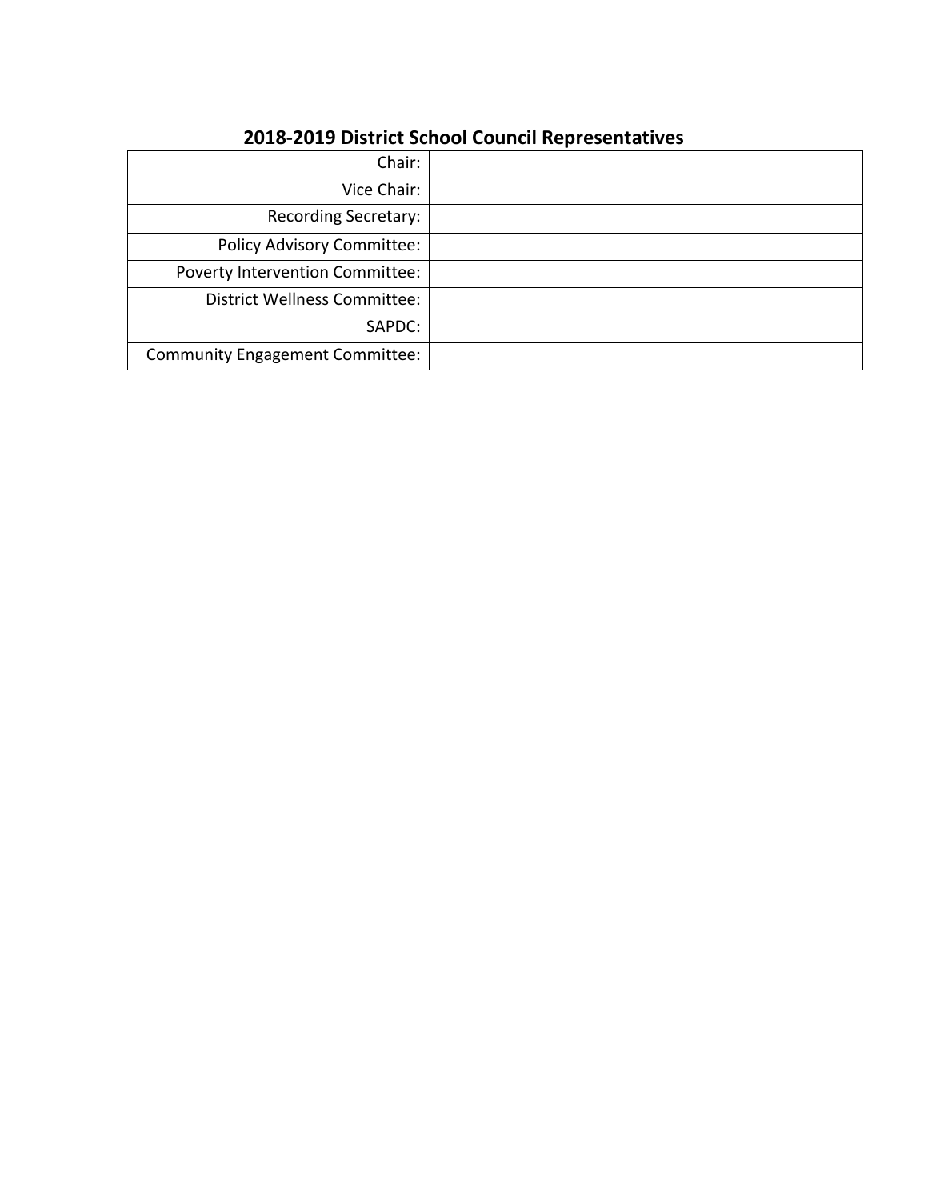## 2018-2019 District School Council Representatives

| | |
|---|---|
| Chair: | |
| Vice Chair: | |
| Recording Secretary: | |
| Policy Advisory Committee: | |
| Poverty Intervention Committee: | |
| District Wellness Committee: | |
| SAPDC: | |
| Community Engagement Committee: | |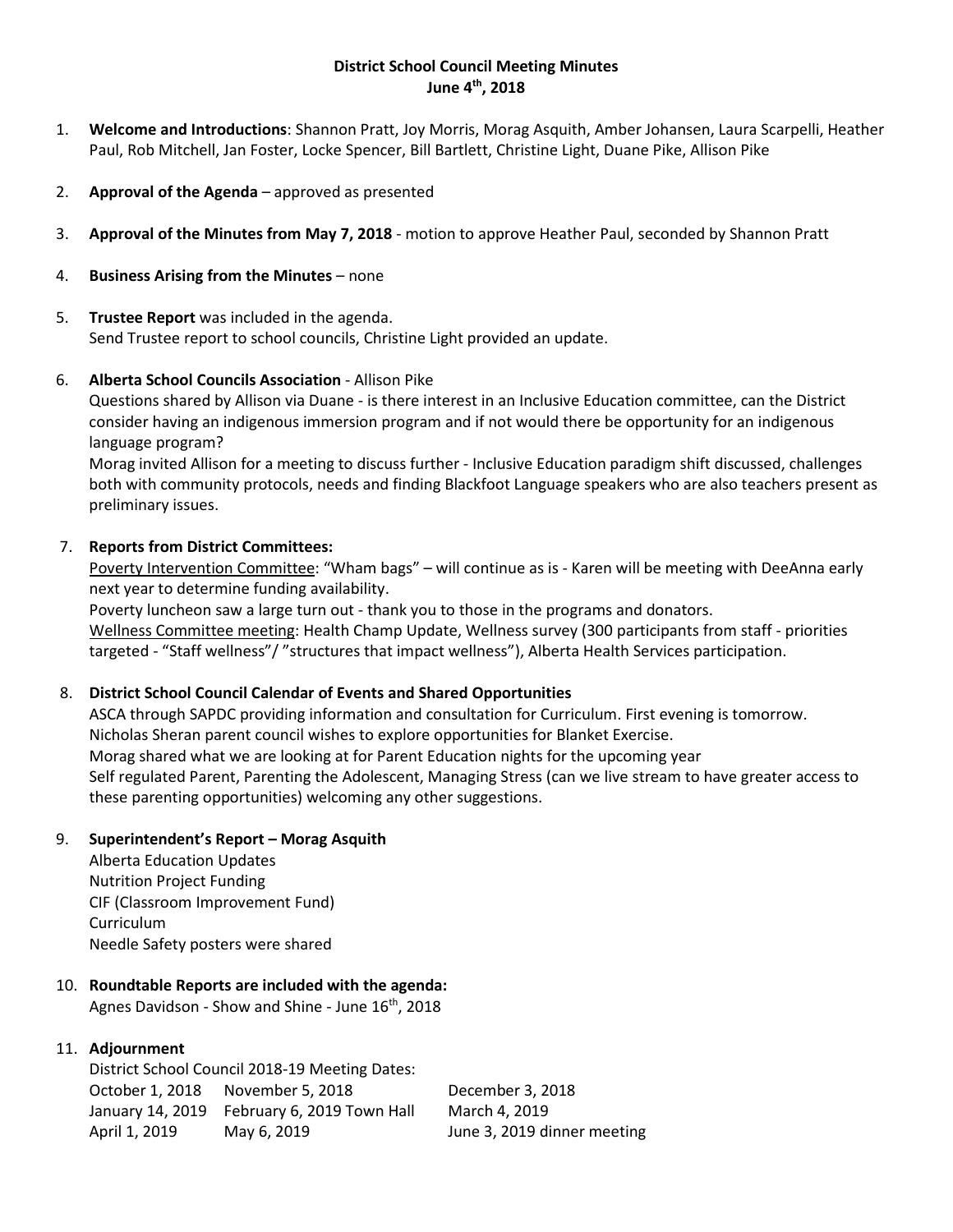# District School Council Meeting Minutes
## June 4th, 2018

1. **Welcome and Introductions**: Shannon Pratt, Joy Morris, Morag Asquith, Amber Johansen, Laura Scarpelli, Heather Paul, Rob Mitchell, Jan Foster, Locke Spencer, Bill Bartlett, Christine Light, Duane Pike, Allison Pike

2. **Approval of the Agenda** – approved as presented

3. **Approval of the Minutes from May 7, 2018** - motion to approve Heather Paul, seconded by Shannon Pratt

4. **Business Arising from the Minutes** – none

5. **Trustee Report** was included in the agenda.
   Send Trustee report to school councils, Christine Light provided an update.

6. **Alberta School Councils Association** - Allison Pike
   Questions shared by Allison via Duane - is there interest in an Inclusive Education committee, can the District consider having an indigenous immersion program and if not would there be opportunity for an indigenous language program?
   Morag invited Allison for a meeting to discuss further - Inclusive Education paradigm shift discussed, challenges both with community protocols, needs and finding Blackfoot Language speakers who are also teachers present as preliminary issues.

7. **Reports from District Committees:**
   Poverty Intervention Committee: "Wham bags" – will continue as is - Karen will be meeting with DeeAnna early next year to determine funding availability.
   Poverty luncheon saw a large turn out - thank you to those in the programs and donators.
   Wellness Committee meeting: Health Champ Update, Wellness survey (300 participants from staff - priorities targeted - "Staff wellness"/ "structures that impact wellness"), Alberta Health Services participation.

8. **District School Council Calendar of Events and Shared Opportunities**
   ASCA through SAPDC providing information and consultation for Curriculum. First evening is tomorrow.
   Nicholas Sheran parent council wishes to explore opportunities for Blanket Exercise.
   Morag shared what we are looking at for Parent Education nights for the upcoming year
   Self regulated Parent, Parenting the Adolescent, Managing Stress (can we live stream to have greater access to these parenting opportunities) welcoming any other suggestions.

9. **Superintendent's Report – Morag Asquith**
   Alberta Education Updates
   Nutrition Project Funding
   CIF (Classroom Improvement Fund)
   Curriculum
   Needle Safety posters were shared

10. **Roundtable Reports are included with the agenda:**
    Agnes Davidson - Show and Shine - June 16th, 2018

11. **Adjournment**
    District School Council 2018-19 Meeting Dates:

| | | |
|---|---|---|
| October 1, 2018 | November 5, 2018 | December 3, 2018 |
| January 14, 2019 | February 6, 2019 Town Hall | March 4, 2019 |
| April 1, 2019 | May 6, 2019 | June 3, 2019 dinner meeting |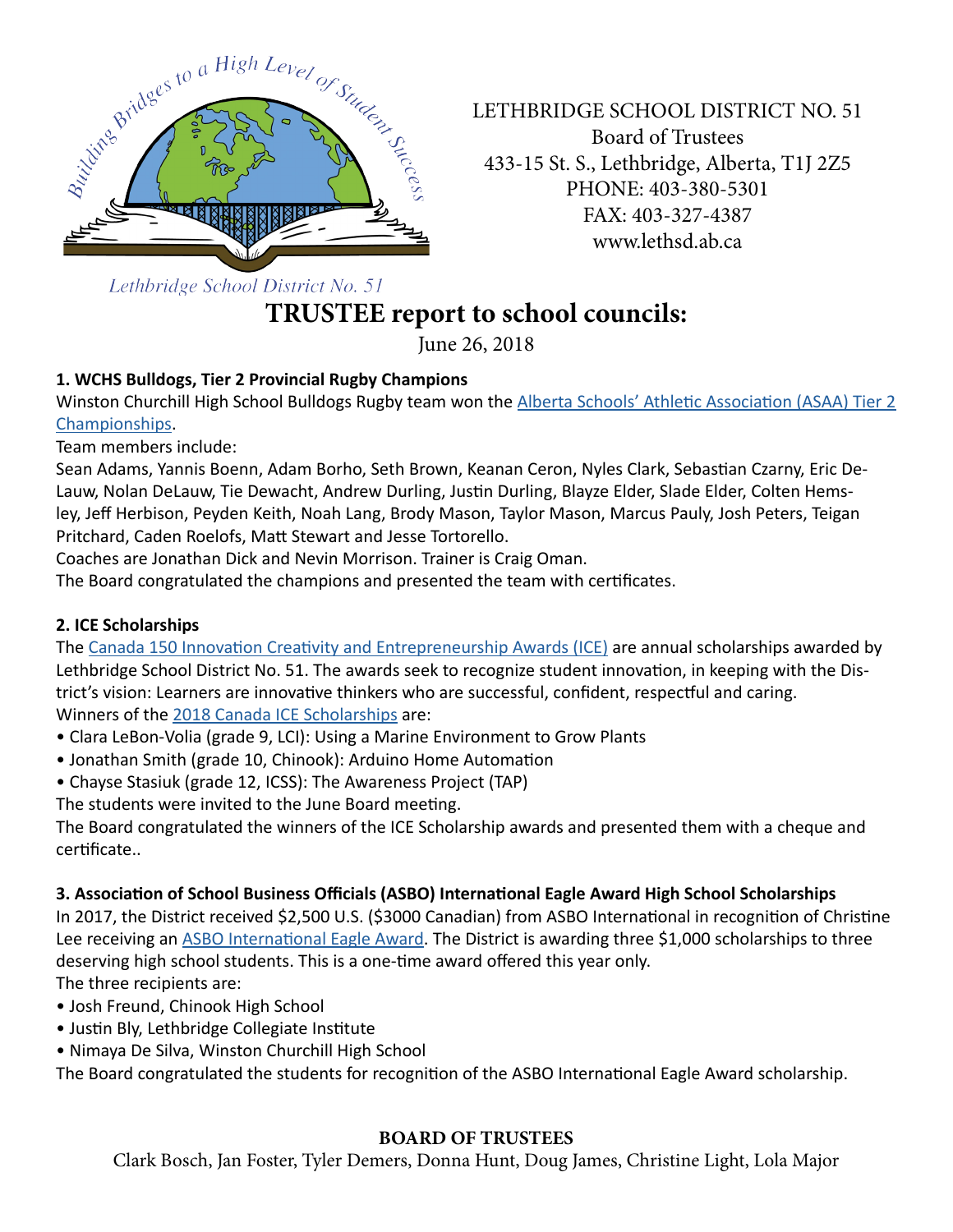LETHBRIDGE SCHOOL DISTRICT NO. 51
Board of Trustees
433-15 St. S., Lethbridge, Alberta, T1J 2Z5
PHONE: 403-380-5301
FAX: 403-327-4387
www.lethsd.ab.ca

Lethbridge School District No. 51

# TRUSTEE report to school councils:

June 26, 2018

**1. WCHS Bulldogs, Tier 2 Provincial Rugby Champions**

Winston Churchill High School Bulldogs Rugby team won the Alberta Schools' Athletic Association (ASAA) Tier 2 Championships.

Team members include:

Sean Adams, Yannis Boenn, Adam Borho, Seth Brown, Keanan Ceron, Nyles Clark, Sebastian Czarny, Eric DeLauw, Nolan DeLauw, Tie Dewacht, Andrew Durling, Justin Durling, Blayze Elder, Slade Elder, Colten Hemsley, Jeff Herbison, Peyden Keith, Noah Lang, Brody Mason, Taylor Mason, Marcus Pauly, Josh Peters, Teigan Pritchard, Caden Roelofs, Matt Stewart and Jesse Tortorello.

Coaches are Jonathan Dick and Nevin Morrison. Trainer is Craig Oman.

The Board congratulated the champions and presented the team with certificates.

**2. ICE Scholarships**

The Canada 150 Innovation Creativity and Entrepreneurship Awards (ICE) are annual scholarships awarded by Lethbridge School District No. 51. The awards seek to recognize student innovation, in keeping with the District's vision: Learners are innovative thinkers who are successful, confident, respectful and caring.

Winners of the 2018 Canada ICE Scholarships are:

- Clara LeBon-Volia (grade 9, LCI): Using a Marine Environment to Grow Plants
- Jonathan Smith (grade 10, Chinook): Arduino Home Automation
- Chayse Stasiuk (grade 12, ICSS): The Awareness Project (TAP)

The students were invited to the June Board meeting.

The Board congratulated the winners of the ICE Scholarship awards and presented them with a cheque and certificate..

**3. Association of School Business Officials (ASBO) International Eagle Award High School Scholarships**

In 2017, the District received $2,500 U.S. ($3000 Canadian) from ASBO International in recognition of Christine Lee receiving an ASBO International Eagle Award. The District is awarding three $1,000 scholarships to three deserving high school students. This is a one-time award offered this year only.

The three recipients are:

- Josh Freund, Chinook High School
- Justin Bly, Lethbridge Collegiate Institute
- Nimaya De Silva, Winston Churchill High School

The Board congratulated the students for recognition of the ASBO International Eagle Award scholarship.

**BOARD OF TRUSTEES**

Clark Bosch, Jan Foster, Tyler Demers, Donna Hunt, Doug James, Christine Light, Lola Major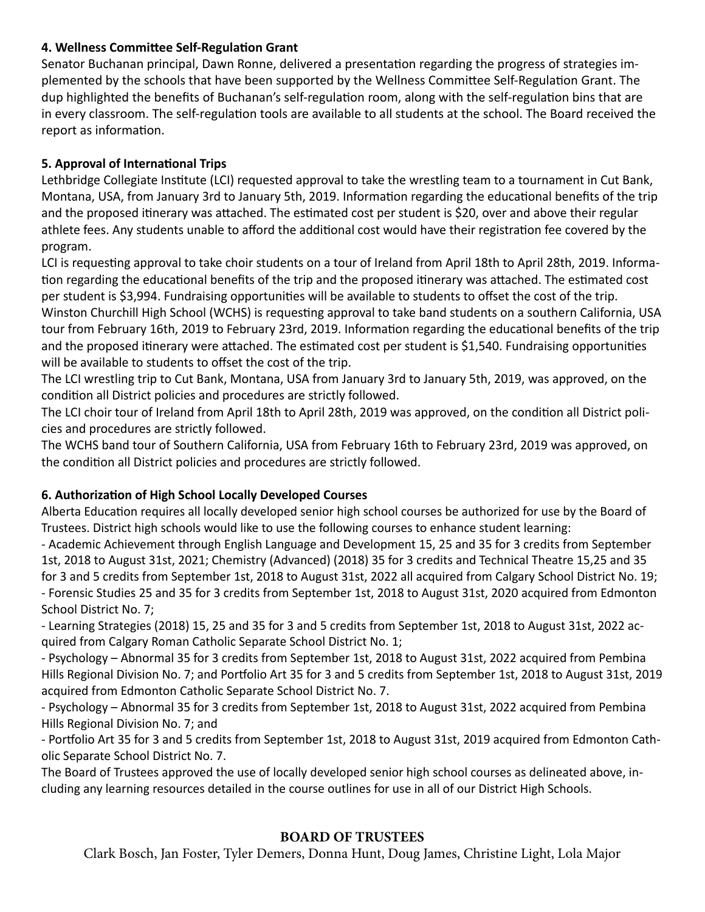### 4. Wellness Committee Self-Regulation Grant

Senator Buchanan principal, Dawn Ronne, delivered a presentation regarding the progress of strategies implemented by the schools that have been supported by the Wellness Committee Self-Regulation Grant. The dup highlighted the benefits of Buchanan's self-regulation room, along with the self-regulation bins that are in every classroom. The self-regulation tools are available to all students at the school. The Board received the report as information.

### 5. Approval of International Trips

Lethbridge Collegiate Institute (LCI) requested approval to take the wrestling team to a tournament in Cut Bank, Montana, USA, from January 3rd to January 5th, 2019. Information regarding the educational benefits of the trip and the proposed itinerary was attached. The estimated cost per student is $20, over and above their regular athlete fees. Any students unable to afford the additional cost would have their registration fee covered by the program.

LCI is requesting approval to take choir students on a tour of Ireland from April 18th to April 28th, 2019. Information regarding the educational benefits of the trip and the proposed itinerary was attached. The estimated cost per student is $3,994. Fundraising opportunities will be available to students to offset the cost of the trip.

Winston Churchill High School (WCHS) is requesting approval to take band students on a southern California, USA tour from February 16th, 2019 to February 23rd, 2019. Information regarding the educational benefits of the trip and the proposed itinerary were attached. The estimated cost per student is $1,540. Fundraising opportunities will be available to students to offset the cost of the trip.

The LCI wrestling trip to Cut Bank, Montana, USA from January 3rd to January 5th, 2019, was approved, on the condition all District policies and procedures are strictly followed.

The LCI choir tour of Ireland from April 18th to April 28th, 2019 was approved, on the condition all District policies and procedures are strictly followed.

The WCHS band tour of Southern California, USA from February 16th to February 23rd, 2019 was approved, on the condition all District policies and procedures are strictly followed.

### 6. Authorization of High School Locally Developed Courses

Alberta Education requires all locally developed senior high school courses be authorized for use by the Board of Trustees. District high schools would like to use the following courses to enhance student learning:

- Academic Achievement through English Language and Development 15, 25 and 35 for 3 credits from September 1st, 2018 to August 31st, 2021; Chemistry (Advanced) (2018) 35 for 3 credits and Technical Theatre 15,25 and 35 for 3 and 5 credits from September 1st, 2018 to August 31st, 2022 all acquired from Calgary School District No. 19;
- Forensic Studies 25 and 35 for 3 credits from September 1st, 2018 to August 31st, 2020 acquired from Edmonton School District No. 7;
- Learning Strategies (2018) 15, 25 and 35 for 3 and 5 credits from September 1st, 2018 to August 31st, 2022 acquired from Calgary Roman Catholic Separate School District No. 1;
- Psychology – Abnormal 35 for 3 credits from September 1st, 2018 to August 31st, 2022 acquired from Pembina Hills Regional Division No. 7; and Portfolio Art 35 for 3 and 5 credits from September 1st, 2018 to August 31st, 2019 acquired from Edmonton Catholic Separate School District No. 7.
- Psychology – Abnormal 35 for 3 credits from September 1st, 2018 to August 31st, 2022 acquired from Pembina Hills Regional Division No. 7; and
- Portfolio Art 35 for 3 and 5 credits from September 1st, 2018 to August 31st, 2019 acquired from Edmonton Catholic Separate School District No. 7.

The Board of Trustees approved the use of locally developed senior high school courses as delineated above, including any learning resources detailed in the course outlines for use in all of our District High Schools.

**BOARD OF TRUSTEES**

Clark Bosch, Jan Foster, Tyler Demers, Donna Hunt, Doug James, Christine Light, Lola Major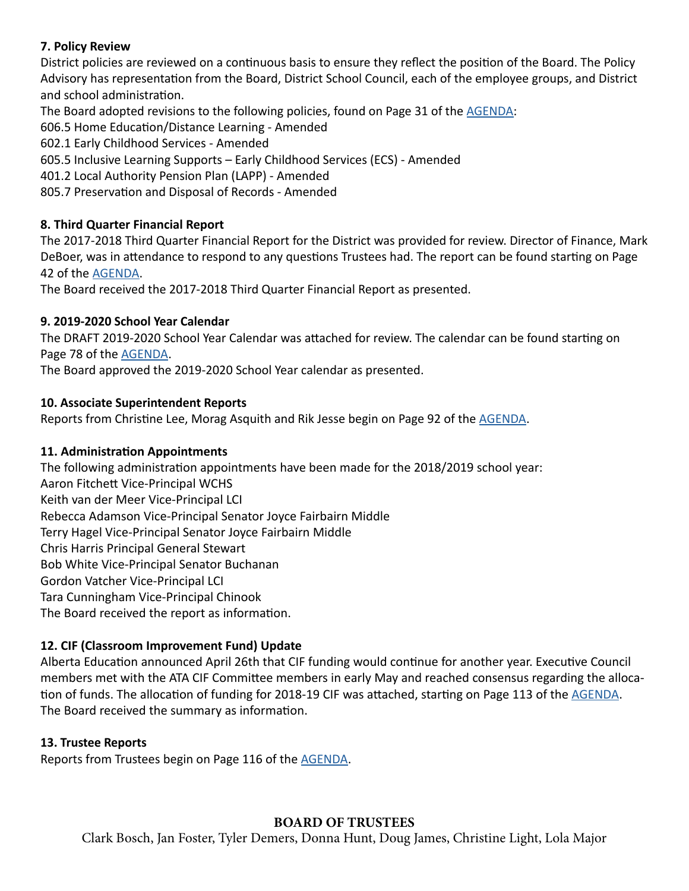### 7. Policy Review

District policies are reviewed on a continuous basis to ensure they reflect the position of the Board. The Policy Advisory has representation from the Board, District School Council, each of the employee groups, and District and school administration.

The Board adopted revisions to the following policies, found on Page 31 of the AGENDA:

606.5 Home Education/Distance Learning - Amended
602.1 Early Childhood Services - Amended
605.5 Inclusive Learning Supports – Early Childhood Services (ECS) - Amended
401.2 Local Authority Pension Plan (LAPP) - Amended
805.7 Preservation and Disposal of Records - Amended

### 8. Third Quarter Financial Report

The 2017-2018 Third Quarter Financial Report for the District was provided for review. Director of Finance, Mark DeBoer, was in attendance to respond to any questions Trustees had. The report can be found starting on Page 42 of the AGENDA.

The Board received the 2017-2018 Third Quarter Financial Report as presented.

### 9. 2019-2020 School Year Calendar

The DRAFT 2019-2020 School Year Calendar was attached for review. The calendar can be found starting on Page 78 of the AGENDA.

The Board approved the 2019-2020 School Year calendar as presented.

### 10. Associate Superintendent Reports

Reports from Christine Lee, Morag Asquith and Rik Jesse begin on Page 92 of the AGENDA.

### 11. Administration Appointments

The following administration appointments have been made for the 2018/2019 school year:

Aaron Fitchett Vice-Principal WCHS
Keith van der Meer Vice-Principal LCI
Rebecca Adamson Vice-Principal Senator Joyce Fairbairn Middle
Terry Hagel Vice-Principal Senator Joyce Fairbairn Middle
Chris Harris Principal General Stewart
Bob White Vice-Principal Senator Buchanan
Gordon Vatcher Vice-Principal LCI
Tara Cunningham Vice-Principal Chinook

The Board received the report as information.

### 12. CIF (Classroom Improvement Fund) Update

Alberta Education announced April 26th that CIF funding would continue for another year. Executive Council members met with the ATA CIF Committee members in early May and reached consensus regarding the allocation of funds. The allocation of funding for 2018-19 CIF was attached, starting on Page 113 of the AGENDA.

The Board received the summary as information.

### 13. Trustee Reports

Reports from Trustees begin on Page 116 of the AGENDA.

**BOARD OF TRUSTEES**

Clark Bosch, Jan Foster, Tyler Demers, Donna Hunt, Doug James, Christine Light, Lola Major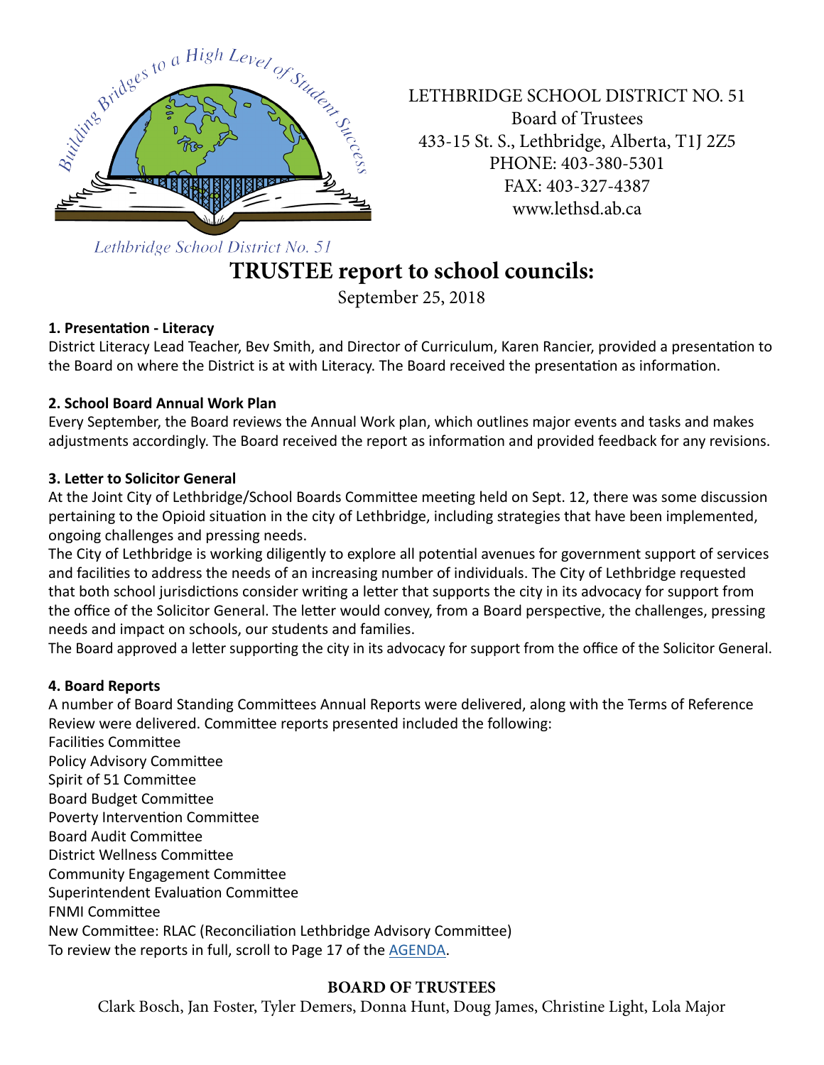Building Bridges to a High Level of Student Success

Lethbridge School District No. 51

LETHBRIDGE SCHOOL DISTRICT NO. 51
Board of Trustees
433-15 St. S., Lethbridge, Alberta, T1J 2Z5
PHONE: 403-380-5301
FAX: 403-327-4387
www.lethsd.ab.ca

# TRUSTEE report to school councils:

September 25, 2018

**1. Presentation - Literacy**

District Literacy Lead Teacher, Bev Smith, and Director of Curriculum, Karen Rancier, provided a presentation to the Board on where the District is at with Literacy. The Board received the presentation as information.

**2. School Board Annual Work Plan**

Every September, the Board reviews the Annual Work plan, which outlines major events and tasks and makes adjustments accordingly. The Board received the report as information and provided feedback for any revisions.

**3. Letter to Solicitor General**

At the Joint City of Lethbridge/School Boards Committee meeting held on Sept. 12, there was some discussion pertaining to the Opioid situation in the city of Lethbridge, including strategies that have been implemented, ongoing challenges and pressing needs.

The City of Lethbridge is working diligently to explore all potential avenues for government support of services and facilities to address the needs of an increasing number of individuals. The City of Lethbridge requested that both school jurisdictions consider writing a letter that supports the city in its advocacy for support from the office of the Solicitor General. The letter would convey, from a Board perspective, the challenges, pressing needs and impact on schools, our students and families.

The Board approved a letter supporting the city in its advocacy for support from the office of the Solicitor General.

**4. Board Reports**

A number of Board Standing Committees Annual Reports were delivered, along with the Terms of Reference Review were delivered. Committee reports presented included the following:

Facilities Committee
Policy Advisory Committee
Spirit of 51 Committee
Board Budget Committee
Poverty Intervention Committee
Board Audit Committee
District Wellness Committee
Community Engagement Committee
Superintendent Evaluation Committee
FNMI Committee
New Committee: RLAC (Reconciliation Lethbridge Advisory Committee)
To review the reports in full, scroll to Page 17 of the AGENDA.

**BOARD OF TRUSTEES**

Clark Bosch, Jan Foster, Tyler Demers, Donna Hunt, Doug James, Christine Light, Lola Major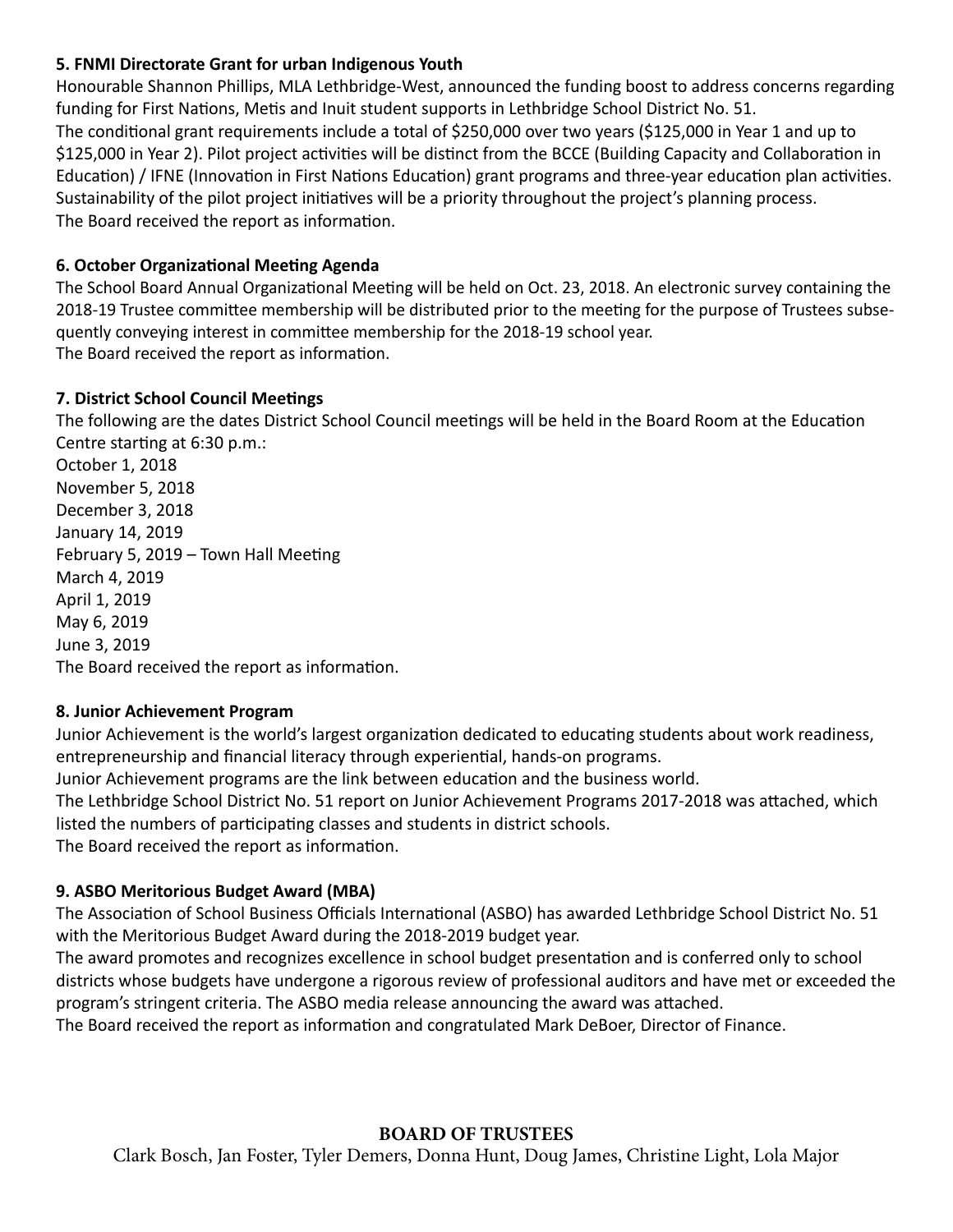**5. FNMI Directorate Grant for urban Indigenous Youth**

Honourable Shannon Phillips, MLA Lethbridge-West, announced the funding boost to address concerns regarding funding for First Nations, Metis and Inuit student supports in Lethbridge School District No. 51.
The conditional grant requirements include a total of $250,000 over two years ($125,000 in Year 1 and up to $125,000 in Year 2). Pilot project activities will be distinct from the BCCE (Building Capacity and Collaboration in Education) / IFNE (Innovation in First Nations Education) grant programs and three-year education plan activities. Sustainability of the pilot project initiatives will be a priority throughout the project's planning process.
The Board received the report as information.

**6. October Organizational Meeting Agenda**

The School Board Annual Organizational Meeting will be held on Oct. 23, 2018. An electronic survey containing the 2018-19 Trustee committee membership will be distributed prior to the meeting for the purpose of Trustees subsequently conveying interest in committee membership for the 2018-19 school year.
The Board received the report as information.

**7. District School Council Meetings**

The following are the dates District School Council meetings will be held in the Board Room at the Education Centre starting at 6:30 p.m.:
October 1, 2018
November 5, 2018
December 3, 2018
January 14, 2019
February 5, 2019 – Town Hall Meeting
March 4, 2019
April 1, 2019
May 6, 2019
June 3, 2019
The Board received the report as information.

**8. Junior Achievement Program**

Junior Achievement is the world's largest organization dedicated to educating students about work readiness, entrepreneurship and financial literacy through experiential, hands-on programs.
Junior Achievement programs are the link between education and the business world.
The Lethbridge School District No. 51 report on Junior Achievement Programs 2017-2018 was attached, which listed the numbers of participating classes and students in district schools.
The Board received the report as information.

**9. ASBO Meritorious Budget Award (MBA)**

The Association of School Business Officials International (ASBO) has awarded Lethbridge School District No. 51 with the Meritorious Budget Award during the 2018-2019 budget year.
The award promotes and recognizes excellence in school budget presentation and is conferred only to school districts whose budgets have undergone a rigorous review of professional auditors and have met or exceeded the program's stringent criteria. The ASBO media release announcing the award was attached.
The Board received the report as information and congratulated Mark DeBoer, Director of Finance.

**BOARD OF TRUSTEES**

Clark Bosch, Jan Foster, Tyler Demers, Donna Hunt, Doug James, Christine Light, Lola Major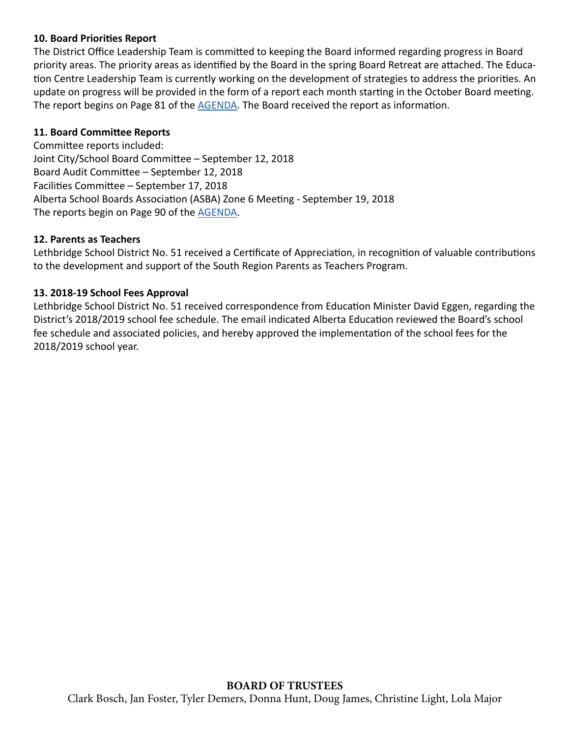**10. Board Priorities Report**

The District Office Leadership Team is committed to keeping the Board informed regarding progress in Board priority areas. The priority areas as identified by the Board in the spring Board Retreat are attached. The Education Centre Leadership Team is currently working on the development of strategies to address the priorities. An update on progress will be provided in the form of a report each month starting in the October Board meeting. The report begins on Page 81 of the AGENDA. The Board received the report as information.

**11. Board Committee Reports**

Committee reports included:
Joint City/School Board Committee – September 12, 2018
Board Audit Committee – September 12, 2018
Facilities Committee – September 17, 2018
Alberta School Boards Association (ASBA) Zone 6 Meeting - September 19, 2018
The reports begin on Page 90 of the AGENDA.

**12. Parents as Teachers**

Lethbridge School District No. 51 received a Certificate of Appreciation, in recognition of valuable contributions to the development and support of the South Region Parents as Teachers Program.

**13. 2018-19 School Fees Approval**

Lethbridge School District No. 51 received correspondence from Education Minister David Eggen, regarding the District's 2018/2019 school fee schedule. The email indicated Alberta Education reviewed the Board's school fee schedule and associated policies, and hereby approved the implementation of the school fees for the 2018/2019 school year.

**BOARD OF TRUSTEES**

Clark Bosch, Jan Foster, Tyler Demers, Donna Hunt, Doug James, Christine Light, Lola Major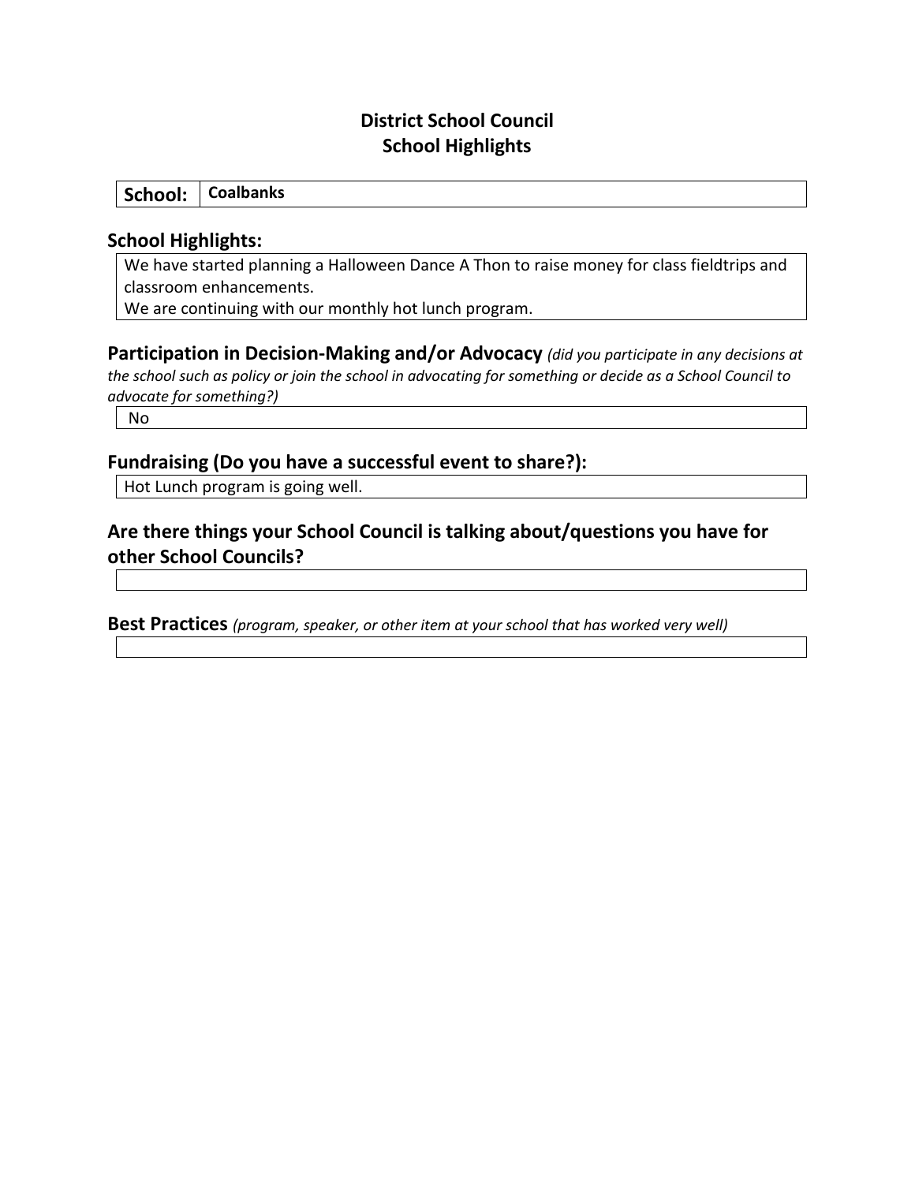# District School Council
## School Highlights

| School: | Coalbanks |
|---|---|

### School Highlights:

We have started planning a Halloween Dance A Thon to raise money for class fieldtrips and classroom enhancements.
We are continuing with our monthly hot lunch program.

### Participation in Decision-Making and/or Advocacy *(did you participate in any decisions at the school such as policy or join the school in advocating for something or decide as a School Council to advocate for something?)*

No

### Fundraising (Do you have a successful event to share?):

Hot Lunch program is going well.

### Are there things your School Council is talking about/questions you have for other School Councils?

### Best Practices *(program, speaker, or other item at your school that has worked very well)*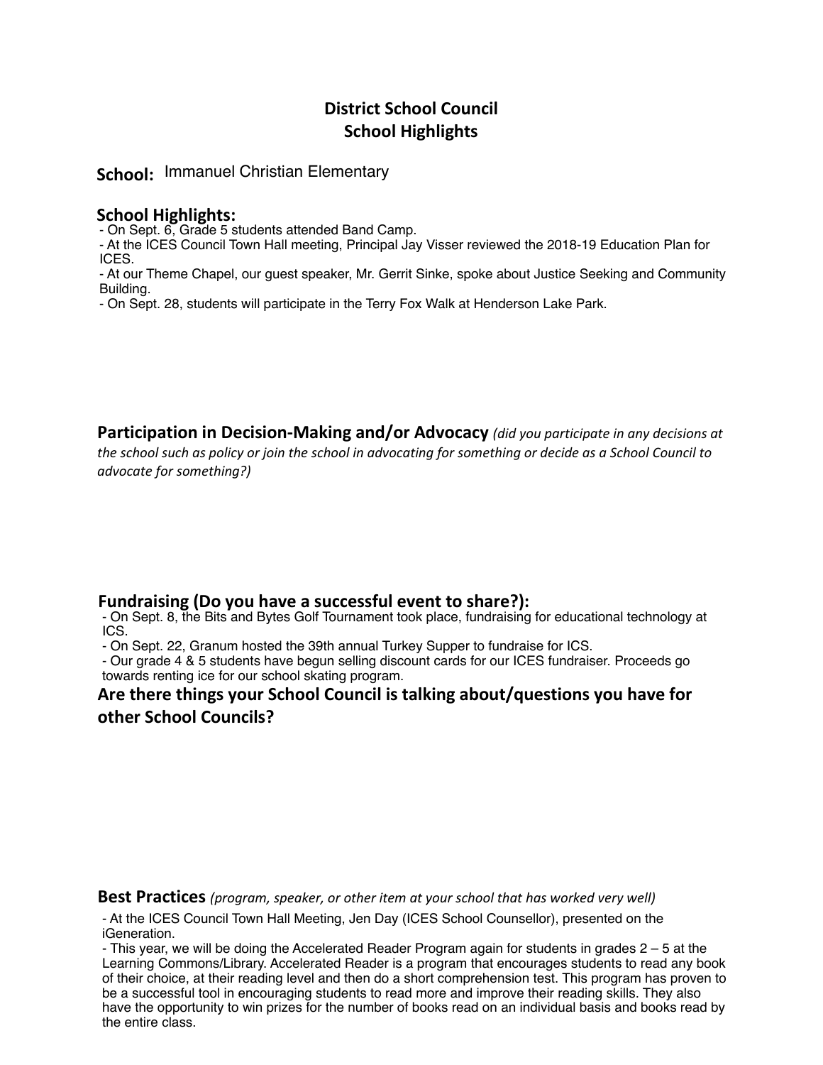# District School Council
## School Highlights

**School:** Immanuel Christian Elementary

## School Highlights:

- On Sept. 6, Grade 5 students attended Band Camp.
- At the ICES Council Town Hall meeting, Principal Jay Visser reviewed the 2018-19 Education Plan for ICES.
- At our Theme Chapel, our guest speaker, Mr. Gerrit Sinke, spoke about Justice Seeking and Community Building.
- On Sept. 28, students will participate in the Terry Fox Walk at Henderson Lake Park.

## Participation in Decision-Making and/or Advocacy *(did you participate in any decisions at the school such as policy or join the school in advocating for something or decide as a School Council to advocate for something?)*

## Fundraising (Do you have a successful event to share?):

- On Sept. 8, the Bits and Bytes Golf Tournament took place, fundraising for educational technology at ICS.
- On Sept. 22, Granum hosted the 39th annual Turkey Supper to fundraise for ICS.
- Our grade 4 & 5 students have begun selling discount cards for our ICES fundraiser. Proceeds go towards renting ice for our school skating program.

## Are there things your School Council is talking about/questions you have for other School Councils?

## Best Practices *(program, speaker, or other item at your school that has worked very well)*

- At the ICES Council Town Hall Meeting, Jen Day (ICES School Counsellor), presented on the iGeneration.
- This year, we will be doing the Accelerated Reader Program again for students in grades 2 – 5 at the Learning Commons/Library. Accelerated Reader is a program that encourages students to read any book of their choice, at their reading level and then do a short comprehension test. This program has proven to be a successful tool in encouraging students to read more and improve their reading skills. They also have the opportunity to win prizes for the number of books read on an individual basis and books read by the entire class.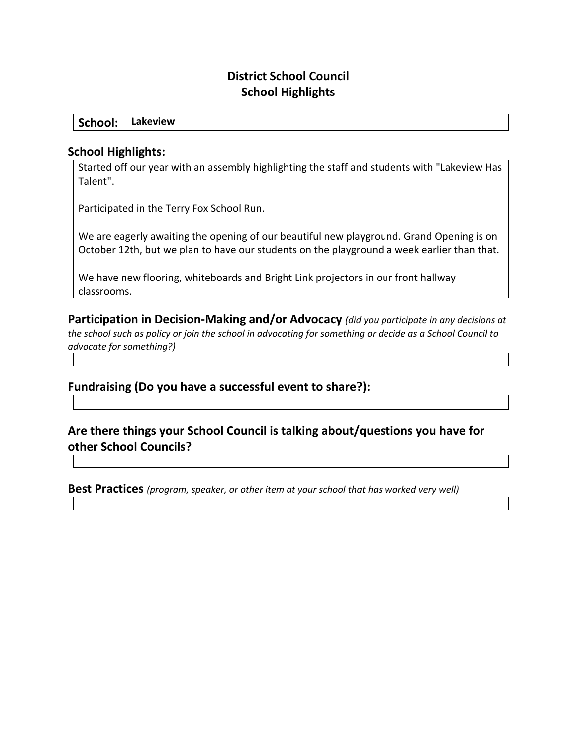**District School Council**
**School Highlights**

| | |
|---|---|
| **School:** | **Lakeview** |

## School Highlights:

Started off our year with an assembly highlighting the staff and students with "Lakeview Has Talent".

Participated in the Terry Fox School Run.

We are eagerly awaiting the opening of our beautiful new playground. Grand Opening is on October 12th, but we plan to have our students on the playground a week earlier than that.

We have new flooring, whiteboards and Bright Link projectors in our front hallway classrooms.

## Participation in Decision-Making and/or Advocacy *(did you participate in any decisions at the school such as policy or join the school in advocating for something or decide as a School Council to advocate for something?)*

## Fundraising (Do you have a successful event to share?):

## Are there things your School Council is talking about/questions you have for other School Councils?

## Best Practices *(program, speaker, or other item at your school that has worked very well)*